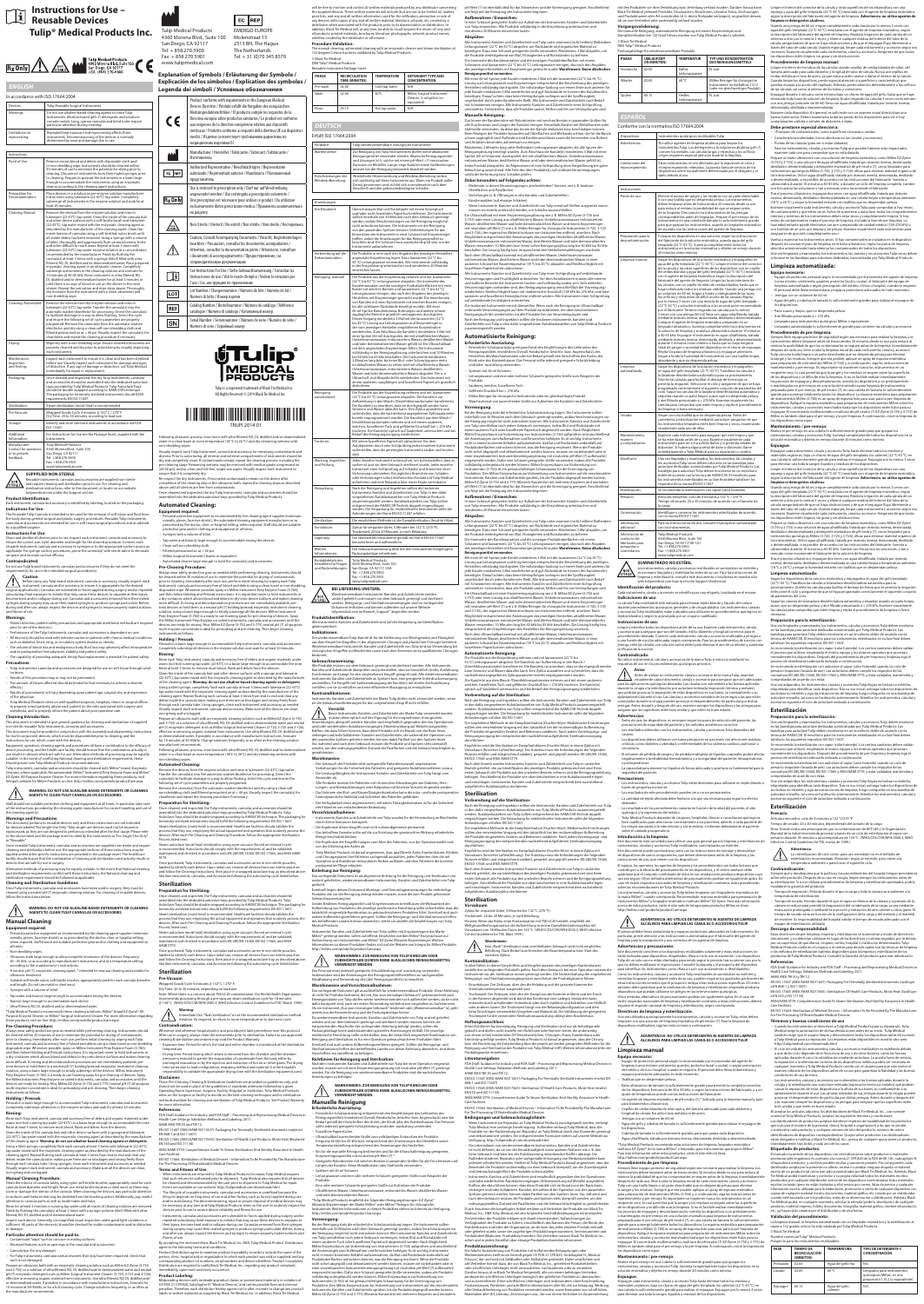# Instructions for Use – Reusable Devices

## Tulip® Medical Products Inc.

Rx Only

Tulip Medical Products
4360 Morena Blvd, Suite 100
San Diego, CA 92117
Tel + 858.270.5900
Fax + 858.270.1901
www.tulipmedical.com

EC REP
EMERGO EUROPE
Molenstraat 15
2513 BH, The Hague
The Netherlands
Tel: +31 (0)70 345 8570

## Explanation of Symbols / Erläuterung der Symbole / Explicación de los símbolos / Legenda dei simboli / Условные обозначения

| Symbol | Description |
|---|---|
| | Manufacturer / Hersteller / Fabricante / Fabbricante / Изготовитель |
| EC REP | Authorized Representative / Bevollmächtigter / Representante autorizado / Rappresentante autorizzato / Уполномоченный представитель |
| | See instructions for Use |
| | Non-Sterile / Unsteril / No estéril / Non sterile / Нестерильно |
| | Caution |
| LOT | |
| REF | Catalog Number / Bestellnummer / Número de catálogo / Numero di catalogo / Номер по каталогу |
| SN | Serial Number / Seriennummer / Número de serie / Numero di serie / Серийный номер |

Tulip is a registered trademark of Tulip Medical Products. All Rights Reserved.

## ENGLISH

In accordance with ISO 17664:2004

| | |
|---|---|
| Devices | Tulip Reusable Surgical Instruments |
| Warnings | |
| Limitations to reprocessing | |

### Manual Cleaning

### Automated Cleaning

| PHASE | RECIRCULATION TIME (MINUTES) | TEMPERATURE | DETERGENT TYPE AND CONCENTRATION |
|---|---|---|---|
| Pre-wash | 02:00 | Cold tap water | N/A |
| Wash | 02:00 | 60°C | Miltex Surgical Instrument Cleaner |
| Rinse | 00:15 | Hot tap water | N/A |

### Sterilization

## DEUTSCH

Gemäß ISO 17664:2004

### Manuelle Reinigung

### Automatisierte Reinigung

### Sterilisation

## ESPAÑOL

Conforme con la norma ISO 17664:2004

### Limpieza manual

### Limpieza automatizada

### Esterilización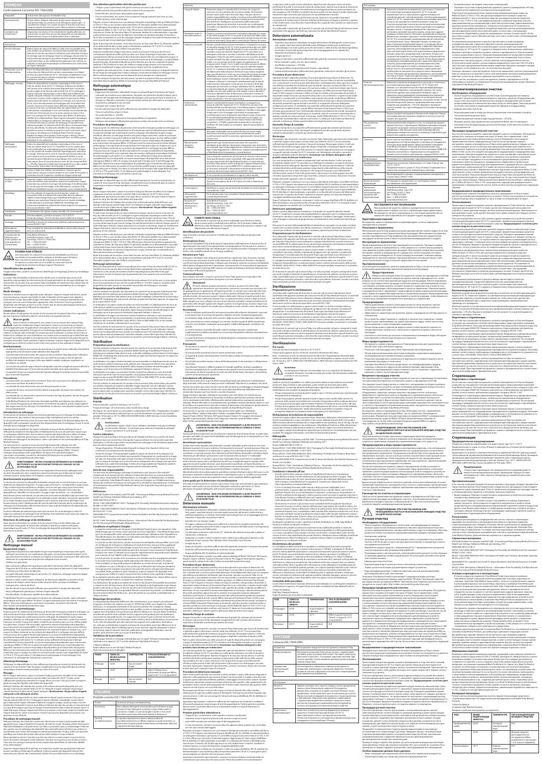# FRANÇAIS

Conformément à la norme ISO 17664:2004

## Nettoyage manuel

## Nettoyage automatisé

## Stérilisation

Tulip Medical Products
4360 Morena Blvd, Suite 100
San Diego, CA 92117 USA
Tel: +1 858 270 5900
Fax: +1 858 270 5901

# ITALIANO

Prodotto a norma ISO 17664:2004

## Detersione manuale

## Detersione automatizzata

## Sterilizzazione

Tulip Medical Products
4360 Morena Blvd, Suite 100
San Diego, CA 92117 USA
Tel: +1 858 270 5900
Fax: +1 858 270 5901

# РУССКИЙ

Согласно ISO 17664:2004

## Ручная очистка

## Автоматизированная очистка

## Стерилизация

Tulip Medical Products
4360 Morena Blvd, Suite 100
San Diego, CA 92117 USA
Tel: +1 858 270 5900
Fax: +1 858 270 5901